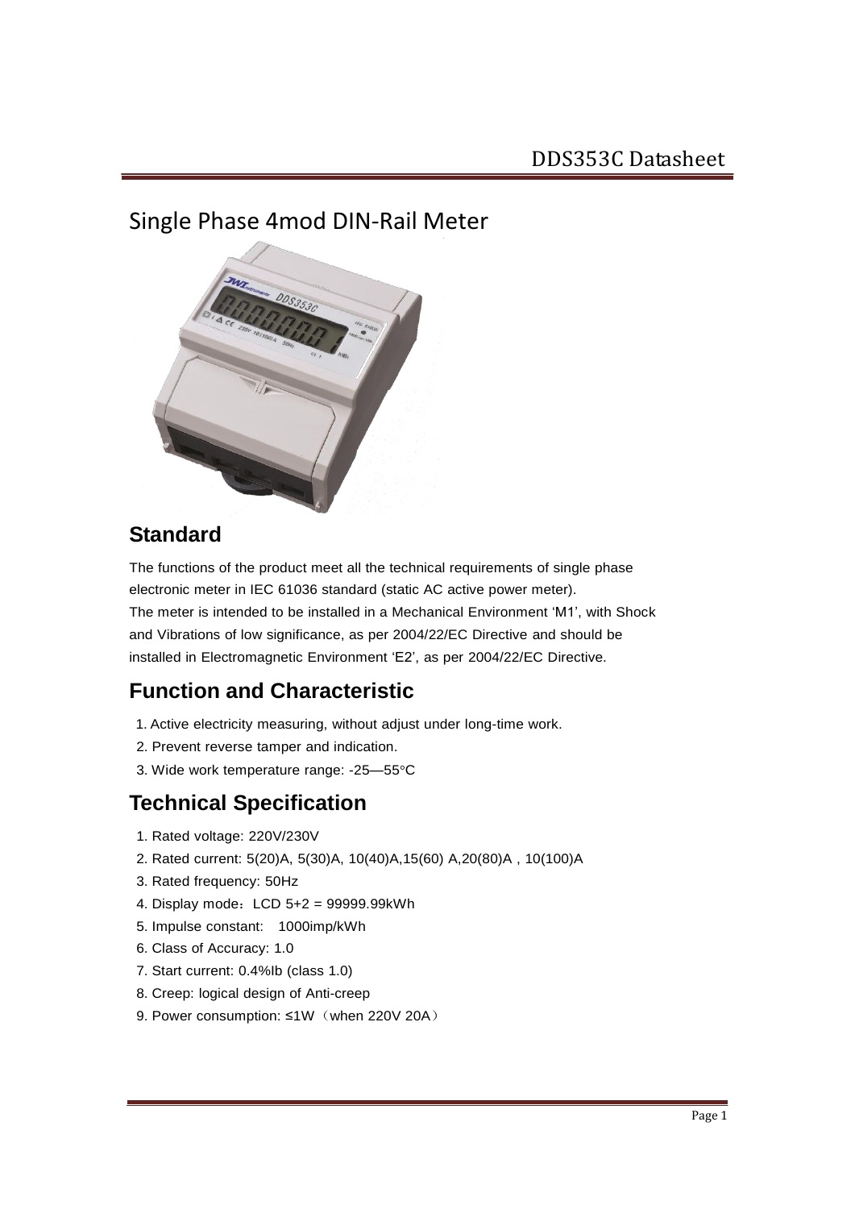# Single Phase 4mod DIN-Rail Meter

## Standard

The functions of the product meet all the technical requirements of single phase electronic meter in IEC 61036 standard (static AC active power meter).
The meter is intended to be installed in a Mechanical Environment 'M1', with Shock and Vibrations of low significance, as per 2004/22/EC Directive and should be installed in Electromagnetic Environment 'E2', as per 2004/22/EC Directive.

## Function and Characteristic

1. Active electricity measuring, without adjust under long-time work.
2. Prevent reverse tamper and indication.
3. Wide work temperature range: -25—55°C

## Technical Specification

1. Rated voltage: 220V/230V
2. Rated current: 5(20)A, 5(30)A, 10(40)A,15(60) A,20(80)A , 10(100)A
3. Rated frequency: 50Hz
4. Display mode：LCD 5+2 = 99999.99kWh
5. Impulse constant: 1000imp/kWh
6. Class of Accuracy: 1.0
7. Start current: 0.4%Ib (class 1.0)
8. Creep: logical design of Anti-creep
9. Power consumption: ≤1W（when 220V 20A）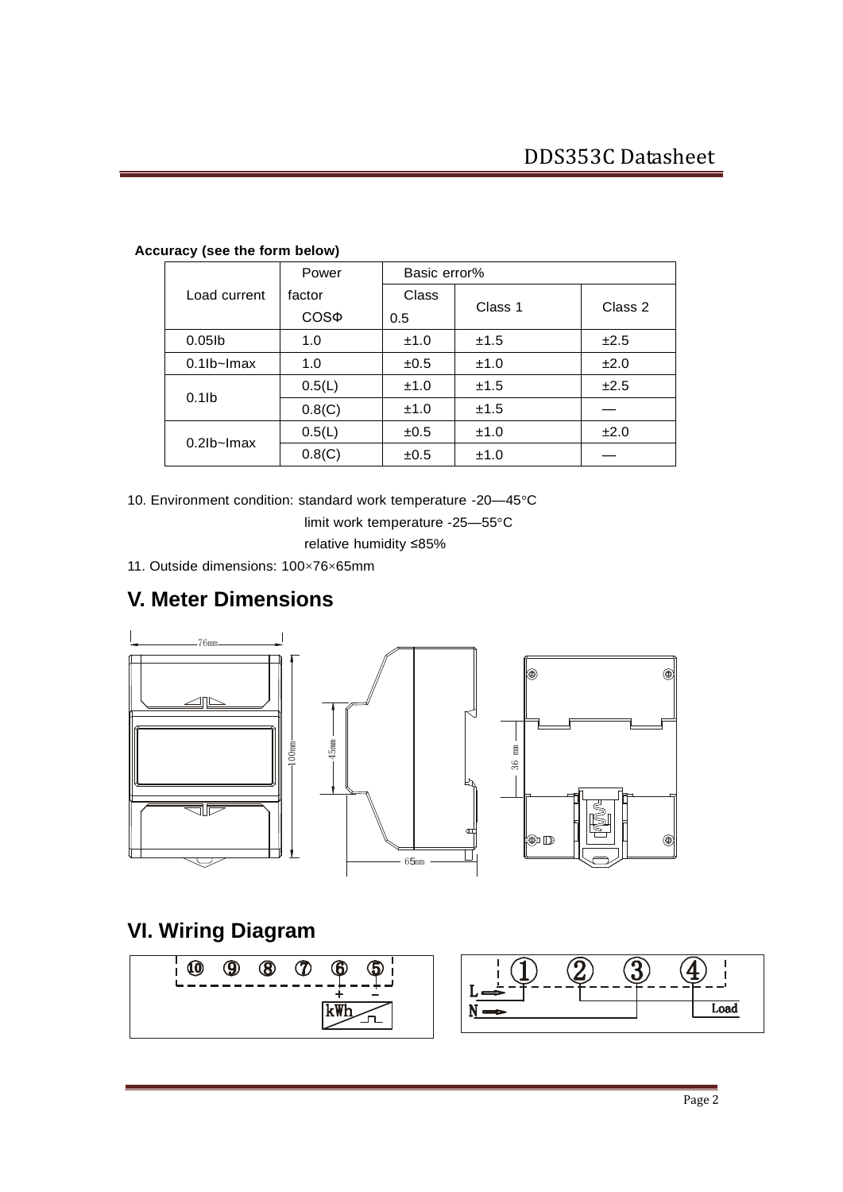**Accuracy (see the form below)**

| Load current | Power factor COSΦ | Basic error% | | |
|---|---|---|---|---|
| | | Class 0.5 | Class 1 | Class 2 |
| 0.05Ib | 1.0 | ±1.0 | ±1.5 | ±2.5 |
| 0.1Ib~Imax | 1.0 | ±0.5 | ±1.0 | ±2.0 |
| 0.1Ib | 0.5(L) | ±1.0 | ±1.5 | ±2.5 |
| | 0.8(C) | ±1.0 | ±1.5 | — |
| 0.2Ib~Imax | 0.5(L) | ±0.5 | ±1.0 | ±2.0 |
| | 0.8(C) | ±0.5 | ±1.0 | — |

10. Environment condition: standard work temperature -20—45°C

    limit work temperature -25—55°C

    relative humidity ≤85%

11. Outside dimensions: 100×76×65mm

## V. Meter Dimensions

76mm

100mm

45mm

65mm

36 mm

## VI. Wiring Diagram

⑩ ⑨ ⑧ ⑦ ⑥ ⑤

\+ −

kWh

① ② ③ ④

L

N

Load